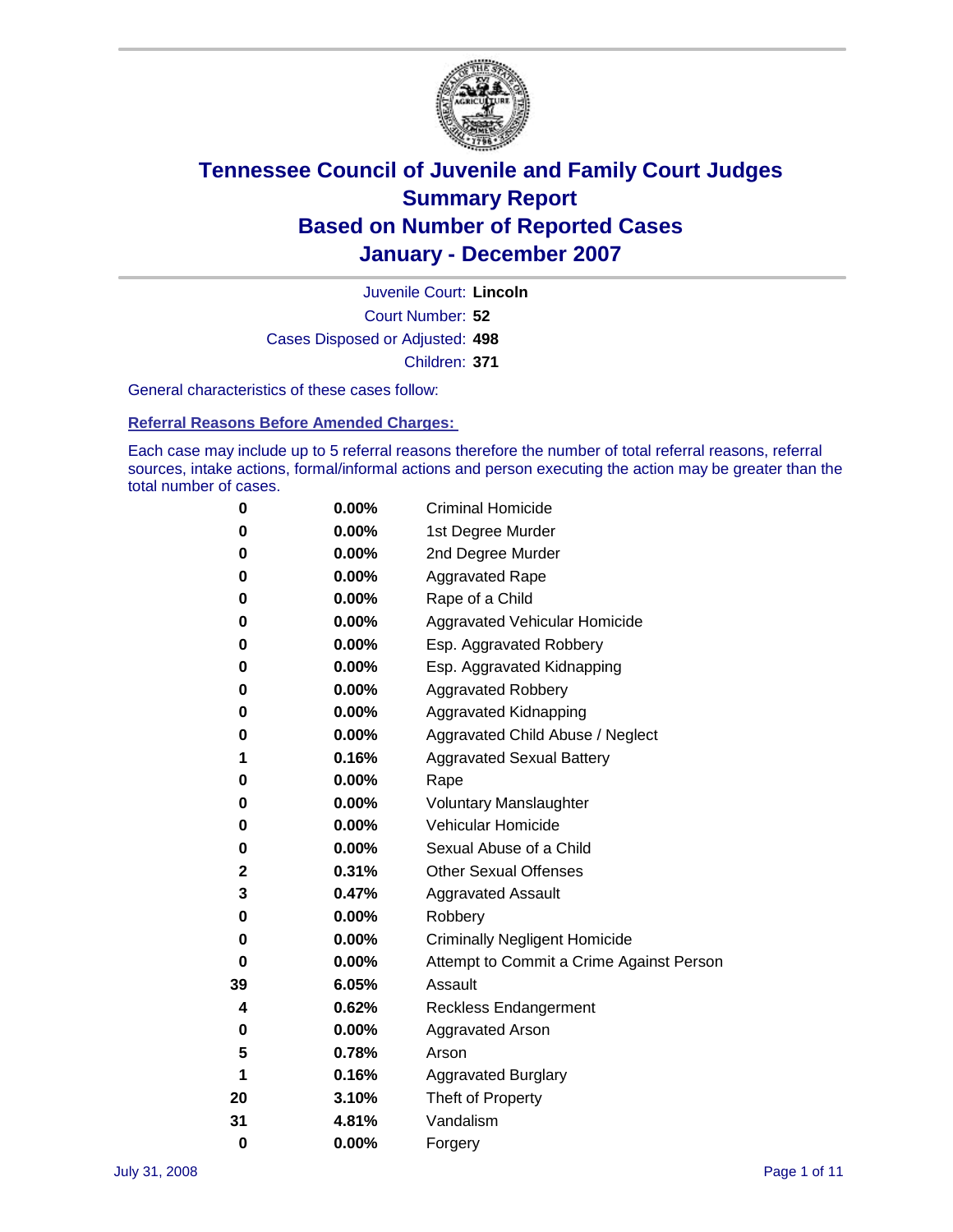# Tennessee Council of Juvenile and Family Court Judges
## Summary Report
## Based on Number of Reported Cases
## January - December 2007

Juvenile Court: **Lincoln**

Court Number: **52**

Cases Disposed or Adjusted: **498**

Children: **371**

General characteristics of these cases follow:

### Referral Reasons Before Amended Charges:

Each case may include up to 5 referral reasons therefore the number of total referral reasons, referral sources, intake actions, formal/informal actions and person executing the action may be greater than the total number of cases.

| Count | Percent | Referral Reason |
|---|---|---|
| 0 | 0.00% | Criminal Homicide |
| 0 | 0.00% | 1st Degree Murder |
| 0 | 0.00% | 2nd Degree Murder |
| 0 | 0.00% | Aggravated Rape |
| 0 | 0.00% | Rape of a Child |
| 0 | 0.00% | Aggravated Vehicular Homicide |
| 0 | 0.00% | Esp. Aggravated Robbery |
| 0 | 0.00% | Esp. Aggravated Kidnapping |
| 0 | 0.00% | Aggravated Robbery |
| 0 | 0.00% | Aggravated Kidnapping |
| 0 | 0.00% | Aggravated Child Abuse / Neglect |
| 1 | 0.16% | Aggravated Sexual Battery |
| 0 | 0.00% | Rape |
| 0 | 0.00% | Voluntary Manslaughter |
| 0 | 0.00% | Vehicular Homicide |
| 0 | 0.00% | Sexual Abuse of a Child |
| 2 | 0.31% | Other Sexual Offenses |
| 3 | 0.47% | Aggravated Assault |
| 0 | 0.00% | Robbery |
| 0 | 0.00% | Criminally Negligent Homicide |
| 0 | 0.00% | Attempt to Commit a Crime Against Person |
| 39 | 6.05% | Assault |
| 4 | 0.62% | Reckless Endangerment |
| 0 | 0.00% | Aggravated Arson |
| 5 | 0.78% | Arson |
| 1 | 0.16% | Aggravated Burglary |
| 20 | 3.10% | Theft of Property |
| 31 | 4.81% | Vandalism |
| 0 | 0.00% | Forgery |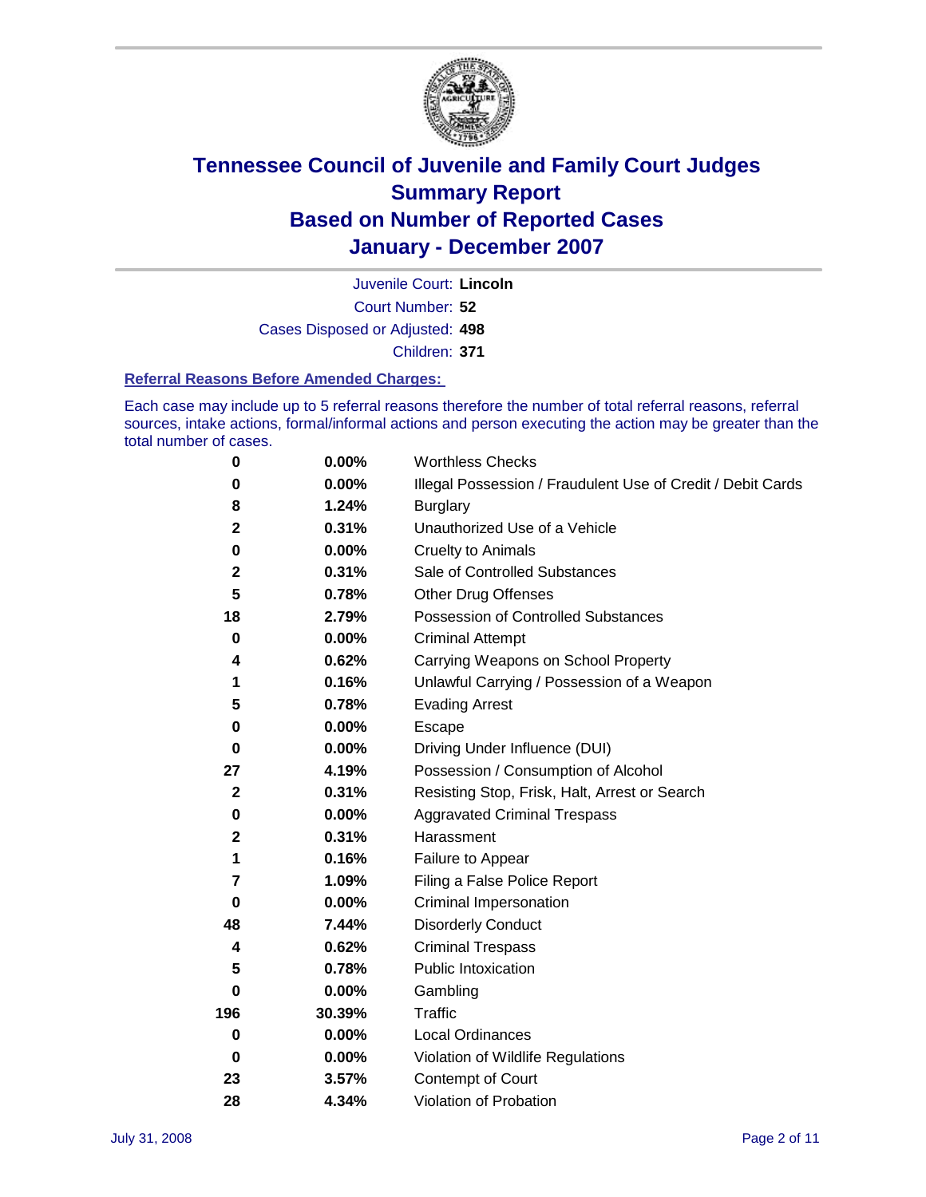# Tennessee Council of Juvenile and Family Court Judges
# Summary Report
# Based on Number of Reported Cases
# January - December 2007

Juvenile Court: **Lincoln**

Court Number: **52**

Cases Disposed or Adjusted: **498**

Children: **371**

### Referral Reasons Before Amended Charges:

Each case may include up to 5 referral reasons therefore the number of total referral reasons, referral sources, intake actions, formal/informal actions and person executing the action may be greater than the total number of cases.

| | | |
|---|---|---|
| 0 | 0.00% | Worthless Checks |
| 0 | 0.00% | Illegal Possession / Fraudulent Use of Credit / Debit Cards |
| 8 | 1.24% | Burglary |
| 2 | 0.31% | Unauthorized Use of a Vehicle |
| 0 | 0.00% | Cruelty to Animals |
| 2 | 0.31% | Sale of Controlled Substances |
| 5 | 0.78% | Other Drug Offenses |
| 18 | 2.79% | Possession of Controlled Substances |
| 0 | 0.00% | Criminal Attempt |
| 4 | 0.62% | Carrying Weapons on School Property |
| 1 | 0.16% | Unlawful Carrying / Possession of a Weapon |
| 5 | 0.78% | Evading Arrest |
| 0 | 0.00% | Escape |
| 0 | 0.00% | Driving Under Influence (DUI) |
| 27 | 4.19% | Possession / Consumption of Alcohol |
| 2 | 0.31% | Resisting Stop, Frisk, Halt, Arrest or Search |
| 0 | 0.00% | Aggravated Criminal Trespass |
| 2 | 0.31% | Harassment |
| 1 | 0.16% | Failure to Appear |
| 7 | 1.09% | Filing a False Police Report |
| 0 | 0.00% | Criminal Impersonation |
| 48 | 7.44% | Disorderly Conduct |
| 4 | 0.62% | Criminal Trespass |
| 5 | 0.78% | Public Intoxication |
| 0 | 0.00% | Gambling |
| 196 | 30.39% | Traffic |
| 0 | 0.00% | Local Ordinances |
| 0 | 0.00% | Violation of Wildlife Regulations |
| 23 | 3.57% | Contempt of Court |
| 28 | 4.34% | Violation of Probation |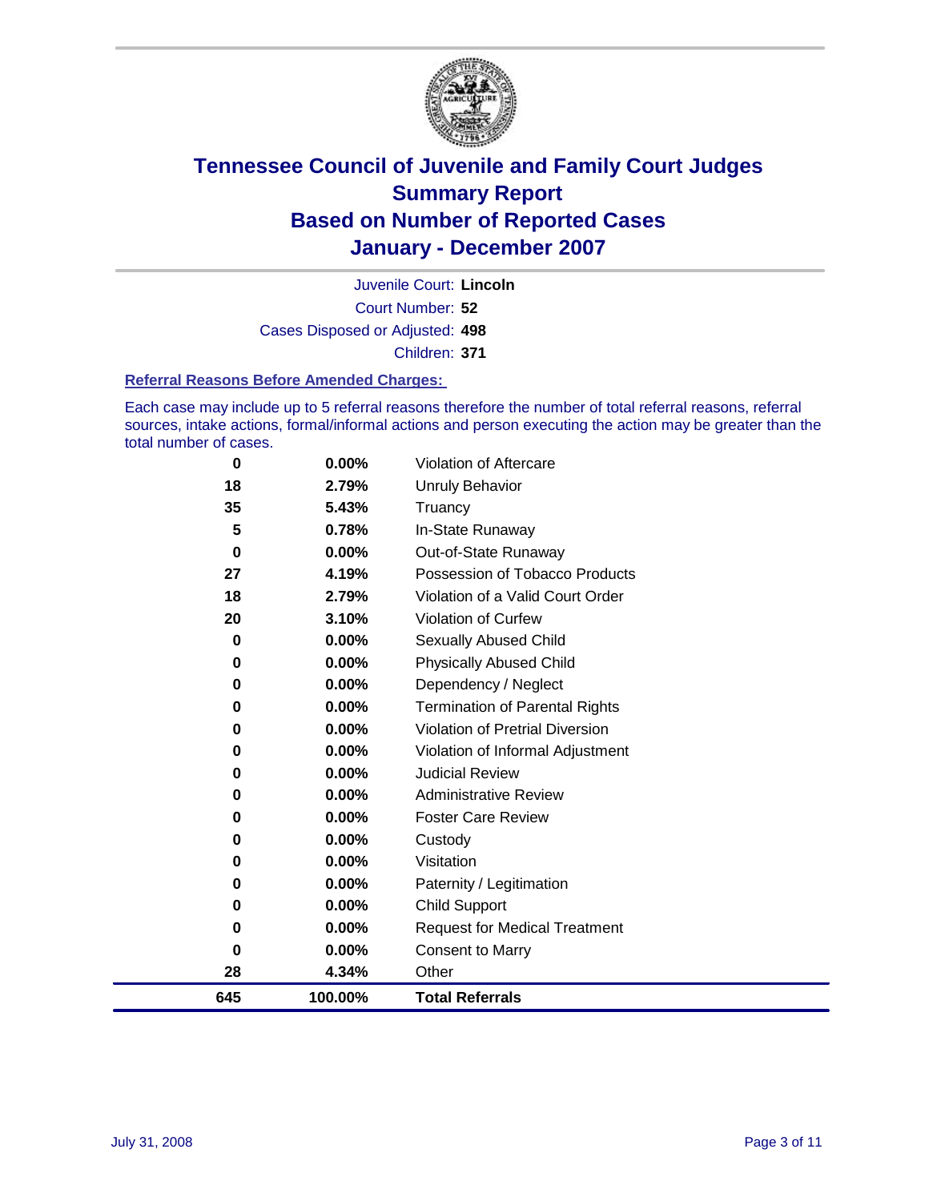# Tennessee Council of Juvenile and Family Court Judges
# Summary Report
# Based on Number of Reported Cases
# January - December 2007

Juvenile Court: **Lincoln**

Court Number: **52**

Cases Disposed or Adjusted: **498**

Children: **371**

### Referral Reasons Before Amended Charges:

Each case may include up to 5 referral reasons therefore the number of total referral reasons, referral sources, intake actions, formal/informal actions and person executing the action may be greater than the total number of cases.

| Count | Percent | Referral Reason |
|---|---|---|
| 0 | 0.00% | Violation of Aftercare |
| 18 | 2.79% | Unruly Behavior |
| 35 | 5.43% | Truancy |
| 5 | 0.78% | In-State Runaway |
| 0 | 0.00% | Out-of-State Runaway |
| 27 | 4.19% | Possession of Tobacco Products |
| 18 | 2.79% | Violation of a Valid Court Order |
| 20 | 3.10% | Violation of Curfew |
| 0 | 0.00% | Sexually Abused Child |
| 0 | 0.00% | Physically Abused Child |
| 0 | 0.00% | Dependency / Neglect |
| 0 | 0.00% | Termination of Parental Rights |
| 0 | 0.00% | Violation of Pretrial Diversion |
| 0 | 0.00% | Violation of Informal Adjustment |
| 0 | 0.00% | Judicial Review |
| 0 | 0.00% | Administrative Review |
| 0 | 0.00% | Foster Care Review |
| 0 | 0.00% | Custody |
| 0 | 0.00% | Visitation |
| 0 | 0.00% | Paternity / Legitimation |
| 0 | 0.00% | Child Support |
| 0 | 0.00% | Request for Medical Treatment |
| 0 | 0.00% | Consent to Marry |
| 28 | 4.34% | Other |
| **645** | **100.00%** | **Total Referrals** |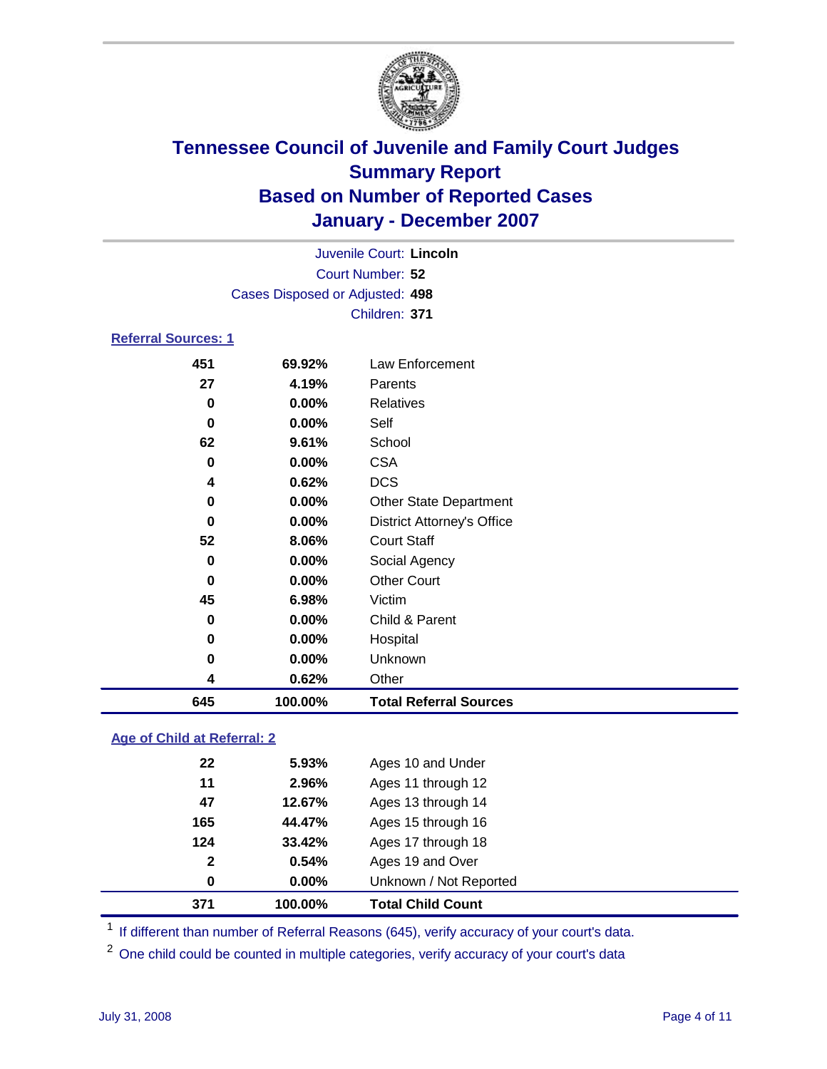# Tennessee Council of Juvenile and Family Court Judges
## Summary Report
## Based on Number of Reported Cases
## January - December 2007

Juvenile Court: **Lincoln**
Court Number: **52**
Cases Disposed or Adjusted: **498**
Children: **371**

### Referral Sources: 1

| Count | Percent | Source |
|---|---|---|
| 451 | 69.92% | Law Enforcement |
| 27 | 4.19% | Parents |
| 0 | 0.00% | Relatives |
| 0 | 0.00% | Self |
| 62 | 9.61% | School |
| 0 | 0.00% | CSA |
| 4 | 0.62% | DCS |
| 0 | 0.00% | Other State Department |
| 0 | 0.00% | District Attorney's Office |
| 52 | 8.06% | Court Staff |
| 0 | 0.00% | Social Agency |
| 0 | 0.00% | Other Court |
| 45 | 6.98% | Victim |
| 0 | 0.00% | Child & Parent |
| 0 | 0.00% | Hospital |
| 0 | 0.00% | Unknown |
| 4 | 0.62% | Other |
| **645** | **100.00%** | **Total Referral Sources** |

### Age of Child at Referral: 2

| Count | Percent | Age |
|---|---|---|
| 22 | 5.93% | Ages 10 and Under |
| 11 | 2.96% | Ages 11 through 12 |
| 47 | 12.67% | Ages 13 through 14 |
| 165 | 44.47% | Ages 15 through 16 |
| 124 | 33.42% | Ages 17 through 18 |
| 2 | 0.54% | Ages 19 and Over |
| 0 | 0.00% | Unknown / Not Reported |
| **371** | **100.00%** | **Total Child Count** |

[1] If different than number of Referral Reasons (645), verify accuracy of your court's data.

[2] One child could be counted in multiple categories, verify accuracy of your court's data

July 31, 2008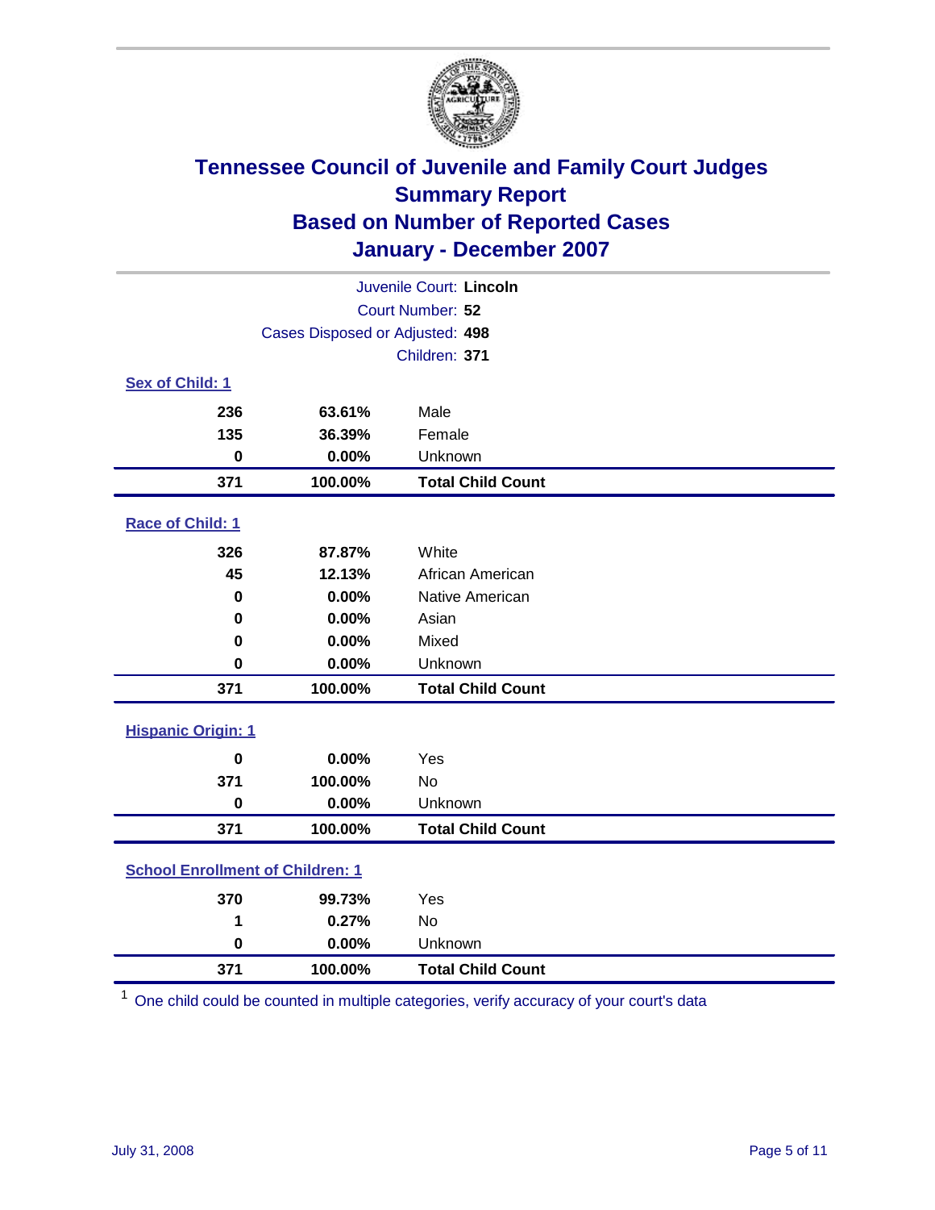# Tennessee Council of Juvenile and Family Court Judges
## Summary Report
## Based on Number of Reported Cases
## January - December 2007

Juvenile Court: **Lincoln**
Court Number: **52**
Cases Disposed or Adjusted: **498**
Children: **371**

### Sex of Child: 1

| | | |
|---|---|---|
| **236** | **63.61%** | Male |
| **135** | **36.39%** | Female |
| **0** | **0.00%** | Unknown |
| **371** | **100.00%** | **Total Child Count** |

### Race of Child: 1

| | | |
|---|---|---|
| **326** | **87.87%** | White |
| **45** | **12.13%** | African American |
| **0** | **0.00%** | Native American |
| **0** | **0.00%** | Asian |
| **0** | **0.00%** | Mixed |
| **0** | **0.00%** | Unknown |
| **371** | **100.00%** | **Total Child Count** |

### Hispanic Origin: 1

| | | |
|---|---|---|
| **0** | **0.00%** | Yes |
| **371** | **100.00%** | No |
| **0** | **0.00%** | Unknown |
| **371** | **100.00%** | **Total Child Count** |

### School Enrollment of Children: 1

| | | |
|---|---|---|
| **370** | **99.73%** | Yes |
| **1** | **0.27%** | No |
| **0** | **0.00%** | Unknown |
| **371** | **100.00%** | **Total Child Count** |

[1] One child could be counted in multiple categories, verify accuracy of your court's data

July 31, 2008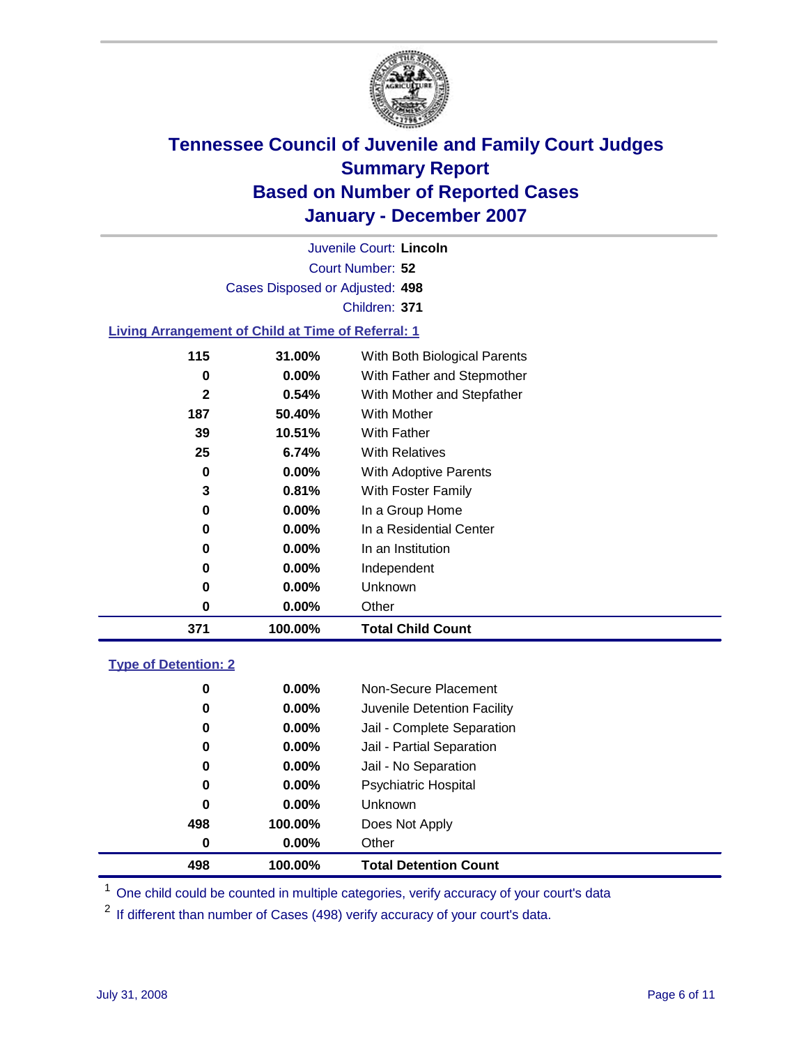# Tennessee Council of Juvenile and Family Court Judges
## Summary Report
## Based on Number of Reported Cases
## January - December 2007

Juvenile Court: **Lincoln**
Court Number: **52**
Cases Disposed or Adjusted: **498**
Children: **371**

### Living Arrangement of Child at Time of Referral: 1

| Count | Percent | Category |
|---|---|---|
| 115 | 31.00% | With Both Biological Parents |
| 0 | 0.00% | With Father and Stepmother |
| 2 | 0.54% | With Mother and Stepfather |
| 187 | 50.40% | With Mother |
| 39 | 10.51% | With Father |
| 25 | 6.74% | With Relatives |
| 0 | 0.00% | With Adoptive Parents |
| 3 | 0.81% | With Foster Family |
| 0 | 0.00% | In a Group Home |
| 0 | 0.00% | In a Residential Center |
| 0 | 0.00% | In an Institution |
| 0 | 0.00% | Independent |
| 0 | 0.00% | Unknown |
| 0 | 0.00% | Other |
| **371** | **100.00%** | **Total Child Count** |

### Type of Detention: 2

| Count | Percent | Category |
|---|---|---|
| 0 | 0.00% | Non-Secure Placement |
| 0 | 0.00% | Juvenile Detention Facility |
| 0 | 0.00% | Jail - Complete Separation |
| 0 | 0.00% | Jail - Partial Separation |
| 0 | 0.00% | Jail - No Separation |
| 0 | 0.00% | Psychiatric Hospital |
| 0 | 0.00% | Unknown |
| 498 | 100.00% | Does Not Apply |
| 0 | 0.00% | Other |
| **498** | **100.00%** | **Total Detention Count** |

[1] One child could be counted in multiple categories, verify accuracy of your court's data

[2] If different than number of Cases (498) verify accuracy of your court's data.

July 31, 2008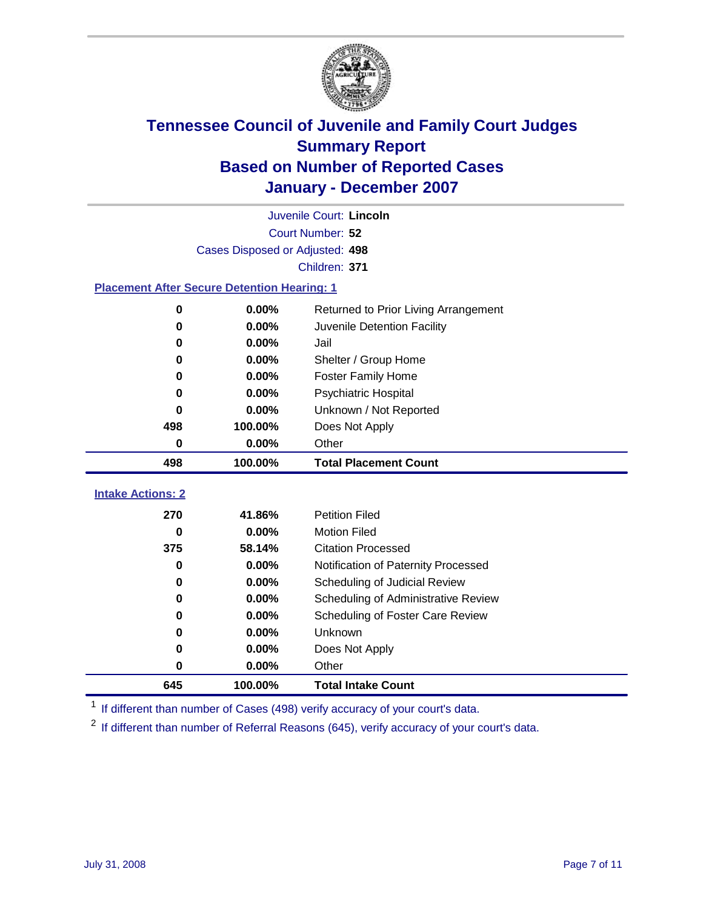# Tennessee Council of Juvenile and Family Court Judges
## Summary Report
## Based on Number of Reported Cases
## January - December 2007

Juvenile Court: **Lincoln**
Court Number: **52**
Cases Disposed or Adjusted: **498**
Children: **371**

### Placement After Secure Detention Hearing: 1

| Count | Percent | Placement |
|---|---|---|
| 0 | 0.00% | Returned to Prior Living Arrangement |
| 0 | 0.00% | Juvenile Detention Facility |
| 0 | 0.00% | Jail |
| 0 | 0.00% | Shelter / Group Home |
| 0 | 0.00% | Foster Family Home |
| 0 | 0.00% | Psychiatric Hospital |
| 0 | 0.00% | Unknown / Not Reported |
| 498 | 100.00% | Does Not Apply |
| 0 | 0.00% | Other |
| **498** | **100.00%** | **Total Placement Count** |

### Intake Actions: 2

| Count | Percent | Intake Action |
|---|---|---|
| 270 | 41.86% | Petition Filed |
| 0 | 0.00% | Motion Filed |
| 375 | 58.14% | Citation Processed |
| 0 | 0.00% | Notification of Paternity Processed |
| 0 | 0.00% | Scheduling of Judicial Review |
| 0 | 0.00% | Scheduling of Administrative Review |
| 0 | 0.00% | Scheduling of Foster Care Review |
| 0 | 0.00% | Unknown |
| 0 | 0.00% | Does Not Apply |
| 0 | 0.00% | Other |
| **645** | **100.00%** | **Total Intake Count** |

[1] If different than number of Cases (498) verify accuracy of your court's data.

[2] If different than number of Referral Reasons (645), verify accuracy of your court's data.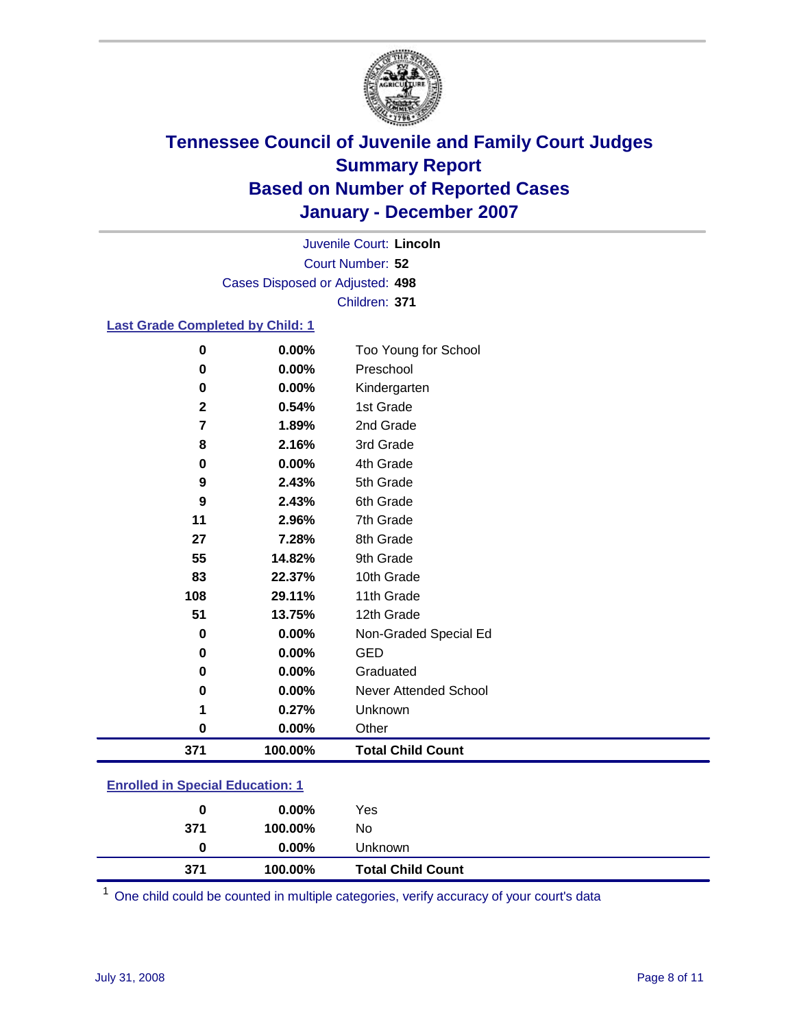# Tennessee Council of Juvenile and Family Court Judges
## Summary Report
## Based on Number of Reported Cases
## January - December 2007

Juvenile Court: **Lincoln**
Court Number: **52**
Cases Disposed or Adjusted: **498**
Children: **371**

### Last Grade Completed by Child: 1

| Count | Percent | Category |
|---|---|---|
| 0 | 0.00% | Too Young for School |
| 0 | 0.00% | Preschool |
| 0 | 0.00% | Kindergarten |
| 2 | 0.54% | 1st Grade |
| 7 | 1.89% | 2nd Grade |
| 8 | 2.16% | 3rd Grade |
| 0 | 0.00% | 4th Grade |
| 9 | 2.43% | 5th Grade |
| 9 | 2.43% | 6th Grade |
| 11 | 2.96% | 7th Grade |
| 27 | 7.28% | 8th Grade |
| 55 | 14.82% | 9th Grade |
| 83 | 22.37% | 10th Grade |
| 108 | 29.11% | 11th Grade |
| 51 | 13.75% | 12th Grade |
| 0 | 0.00% | Non-Graded Special Ed |
| 0 | 0.00% | GED |
| 0 | 0.00% | Graduated |
| 0 | 0.00% | Never Attended School |
| 1 | 0.27% | Unknown |
| 0 | 0.00% | Other |
| **371** | **100.00%** | **Total Child Count** |

### Enrolled in Special Education: 1

| Count | Percent | Category |
|---|---|---|
| 0 | 0.00% | Yes |
| 371 | 100.00% | No |
| 0 | 0.00% | Unknown |
| **371** | **100.00%** | **Total Child Count** |

[1] One child could be counted in multiple categories, verify accuracy of your court's data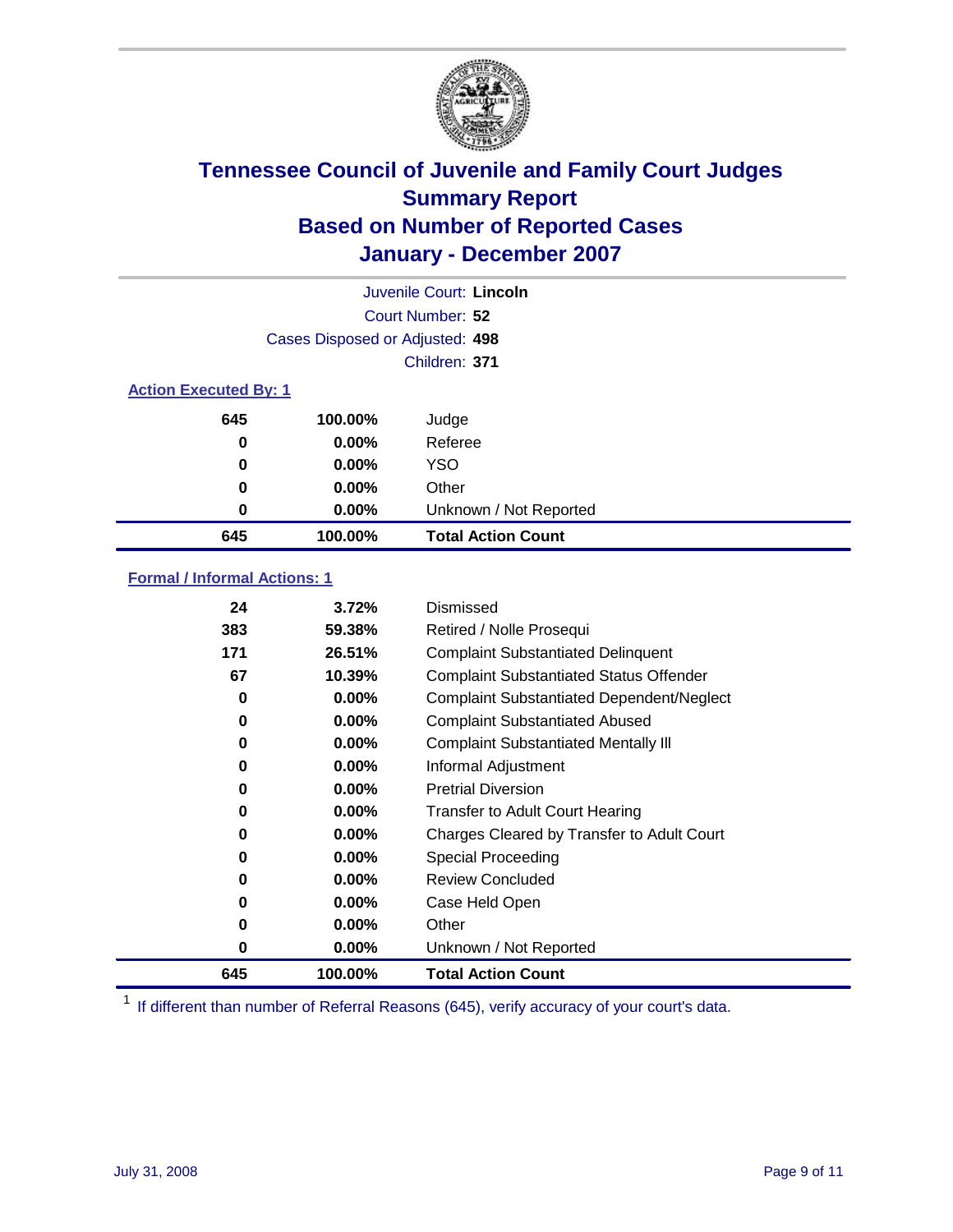# Tennessee Council of Juvenile and Family Court Judges
## Summary Report
## Based on Number of Reported Cases
## January - December 2007

Juvenile Court: **Lincoln**
Court Number: **52**
Cases Disposed or Adjusted: **498**
Children: **371**

### Action Executed By: 1

| | | |
|---|---|---|
| 645 | 100.00% | Judge |
| 0 | 0.00% | Referee |
| 0 | 0.00% | YSO |
| 0 | 0.00% | Other |
| 0 | 0.00% | Unknown / Not Reported |
| **645** | **100.00%** | **Total Action Count** |

### Formal / Informal Actions: 1

| | | |
|---|---|---|
| 24 | 3.72% | Dismissed |
| 383 | 59.38% | Retired / Nolle Prosequi |
| 171 | 26.51% | Complaint Substantiated Delinquent |
| 67 | 10.39% | Complaint Substantiated Status Offender |
| 0 | 0.00% | Complaint Substantiated Dependent/Neglect |
| 0 | 0.00% | Complaint Substantiated Abused |
| 0 | 0.00% | Complaint Substantiated Mentally Ill |
| 0 | 0.00% | Informal Adjustment |
| 0 | 0.00% | Pretrial Diversion |
| 0 | 0.00% | Transfer to Adult Court Hearing |
| 0 | 0.00% | Charges Cleared by Transfer to Adult Court |
| 0 | 0.00% | Special Proceeding |
| 0 | 0.00% | Review Concluded |
| 0 | 0.00% | Case Held Open |
| 0 | 0.00% | Other |
| 0 | 0.00% | Unknown / Not Reported |
| **645** | **100.00%** | **Total Action Count** |

[1] If different than number of Referral Reasons (645), verify accuracy of your court's data.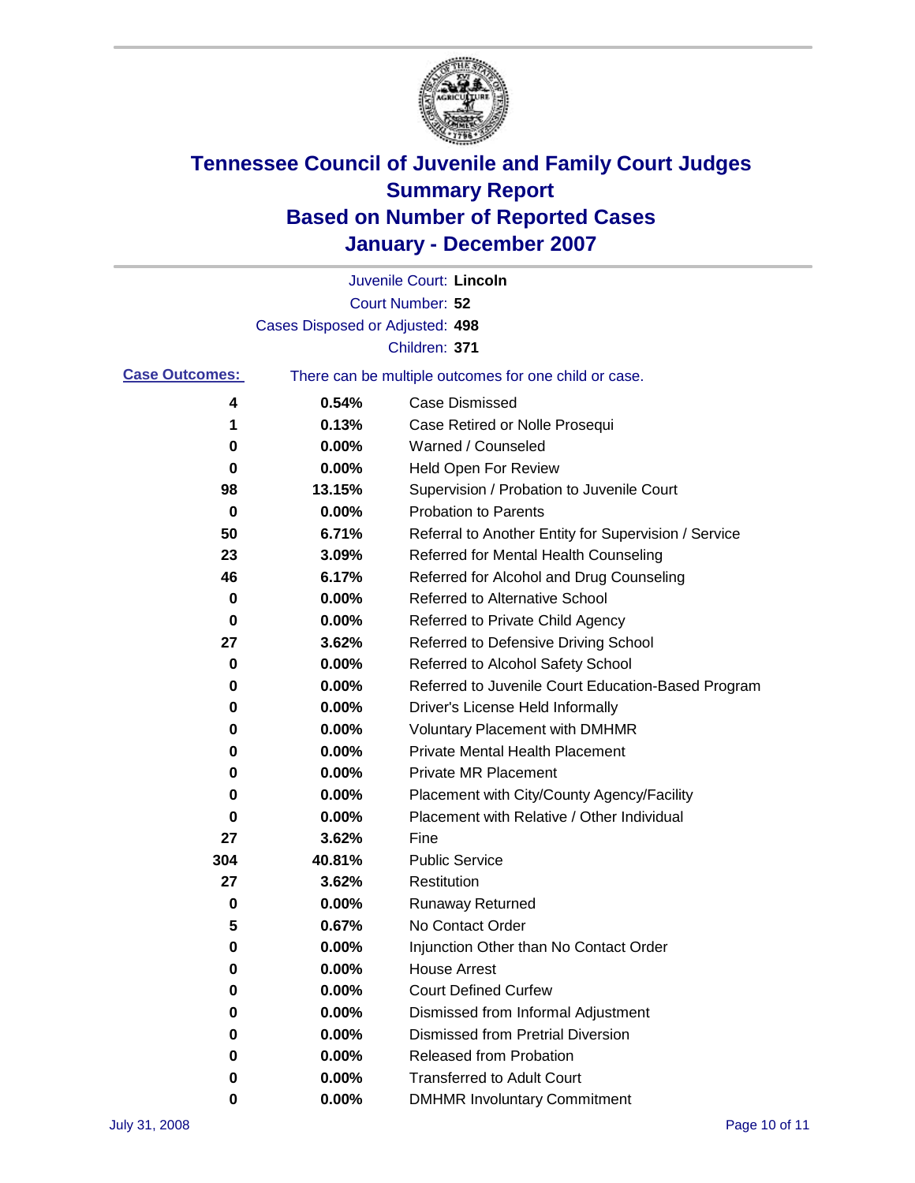# Tennessee Council of Juvenile and Family Court Judges
# Summary Report
# Based on Number of Reported Cases
# January - December 2007

Juvenile Court: **Lincoln**

Court Number: **52**

Cases Disposed or Adjusted: **498**

Children: **371**

**Case Outcomes:** There can be multiple outcomes for one child or case.

| Count | Percent | Outcome |
|---|---|---|
| 4 | 0.54% | Case Dismissed |
| 1 | 0.13% | Case Retired or Nolle Prosequi |
| 0 | 0.00% | Warned / Counseled |
| 0 | 0.00% | Held Open For Review |
| 98 | 13.15% | Supervision / Probation to Juvenile Court |
| 0 | 0.00% | Probation to Parents |
| 50 | 6.71% | Referral to Another Entity for Supervision / Service |
| 23 | 3.09% | Referred for Mental Health Counseling |
| 46 | 6.17% | Referred for Alcohol and Drug Counseling |
| 0 | 0.00% | Referred to Alternative School |
| 0 | 0.00% | Referred to Private Child Agency |
| 27 | 3.62% | Referred to Defensive Driving School |
| 0 | 0.00% | Referred to Alcohol Safety School |
| 0 | 0.00% | Referred to Juvenile Court Education-Based Program |
| 0 | 0.00% | Driver's License Held Informally |
| 0 | 0.00% | Voluntary Placement with DMHMR |
| 0 | 0.00% | Private Mental Health Placement |
| 0 | 0.00% | Private MR Placement |
| 0 | 0.00% | Placement with City/County Agency/Facility |
| 0 | 0.00% | Placement with Relative / Other Individual |
| 27 | 3.62% | Fine |
| 304 | 40.81% | Public Service |
| 27 | 3.62% | Restitution |
| 0 | 0.00% | Runaway Returned |
| 5 | 0.67% | No Contact Order |
| 0 | 0.00% | Injunction Other than No Contact Order |
| 0 | 0.00% | House Arrest |
| 0 | 0.00% | Court Defined Curfew |
| 0 | 0.00% | Dismissed from Informal Adjustment |
| 0 | 0.00% | Dismissed from Pretrial Diversion |
| 0 | 0.00% | Released from Probation |
| 0 | 0.00% | Transferred to Adult Court |
| 0 | 0.00% | DMHMR Involuntary Commitment |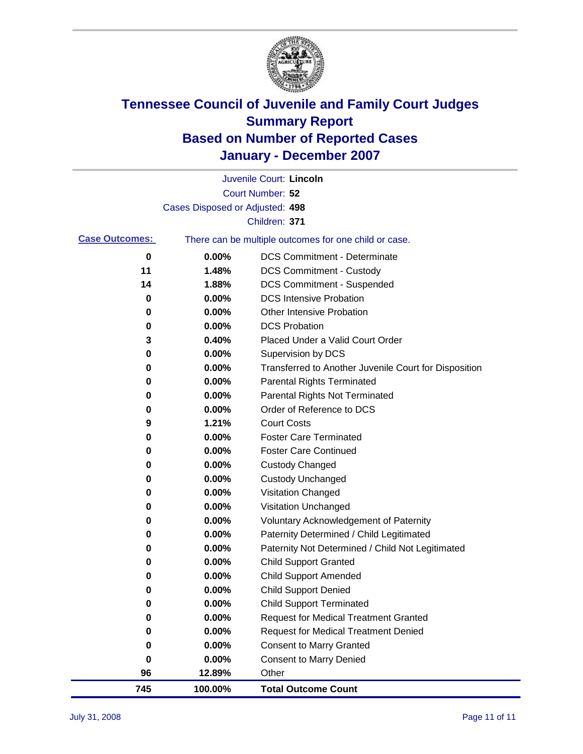# Tennessee Council of Juvenile and Family Court Judges
## Summary Report
## Based on Number of Reported Cases
## January - December 2007

Juvenile Court: **Lincoln**

Court Number: **52**

Cases Disposed or Adjusted: **498**

Children: **371**

**Case Outcomes:** There can be multiple outcomes for one child or case.

| | | |
|---|---|---|
| 0 | 0.00% | DCS Commitment - Determinate |
| 11 | 1.48% | DCS Commitment - Custody |
| 14 | 1.88% | DCS Commitment - Suspended |
| 0 | 0.00% | DCS Intensive Probation |
| 0 | 0.00% | Other Intensive Probation |
| 0 | 0.00% | DCS Probation |
| 3 | 0.40% | Placed Under a Valid Court Order |
| 0 | 0.00% | Supervision by DCS |
| 0 | 0.00% | Transferred to Another Juvenile Court for Disposition |
| 0 | 0.00% | Parental Rights Terminated |
| 0 | 0.00% | Parental Rights Not Terminated |
| 0 | 0.00% | Order of Reference to DCS |
| 9 | 1.21% | Court Costs |
| 0 | 0.00% | Foster Care Terminated |
| 0 | 0.00% | Foster Care Continued |
| 0 | 0.00% | Custody Changed |
| 0 | 0.00% | Custody Unchanged |
| 0 | 0.00% | Visitation Changed |
| 0 | 0.00% | Visitation Unchanged |
| 0 | 0.00% | Voluntary Acknowledgement of Paternity |
| 0 | 0.00% | Paternity Determined / Child Legitimated |
| 0 | 0.00% | Paternity Not Determined / Child Not Legitimated |
| 0 | 0.00% | Child Support Granted |
| 0 | 0.00% | Child Support Amended |
| 0 | 0.00% | Child Support Denied |
| 0 | 0.00% | Child Support Terminated |
| 0 | 0.00% | Request for Medical Treatment Granted |
| 0 | 0.00% | Request for Medical Treatment Denied |
| 0 | 0.00% | Consent to Marry Granted |
| 0 | 0.00% | Consent to Marry Denied |
| 96 | 12.89% | Other |
| **745** | **100.00%** | **Total Outcome Count** |

July 31, 2008